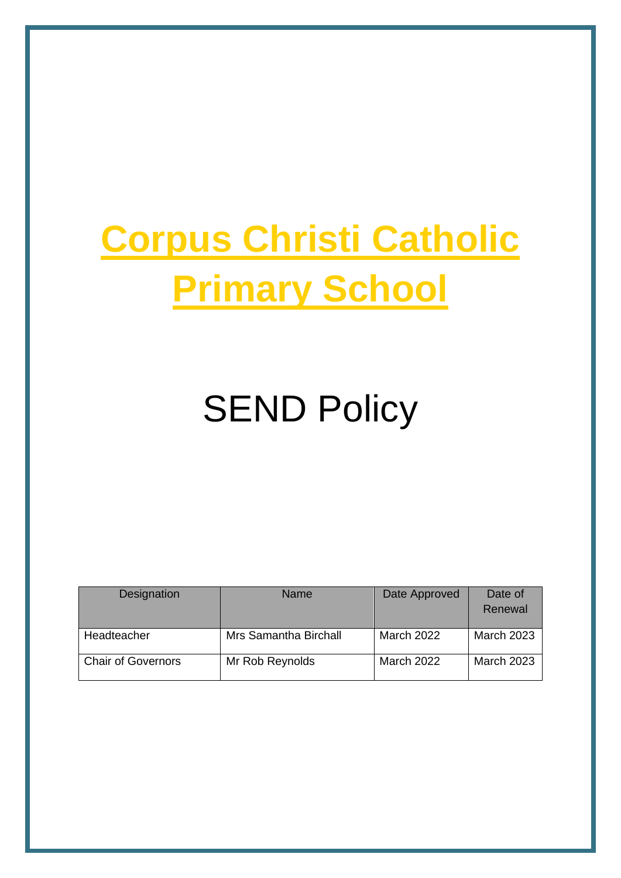# Corpus Christi Catholic Primary School

# SEND Policy

| Designation | Name | Date Approved | Date of Renewal |
|---|---|---|---|
| Headteacher | Mrs Samantha Birchall | March 2022 | March 2023 |
| Chair of Governors | Mr Rob Reynolds | March 2022 | March 2023 |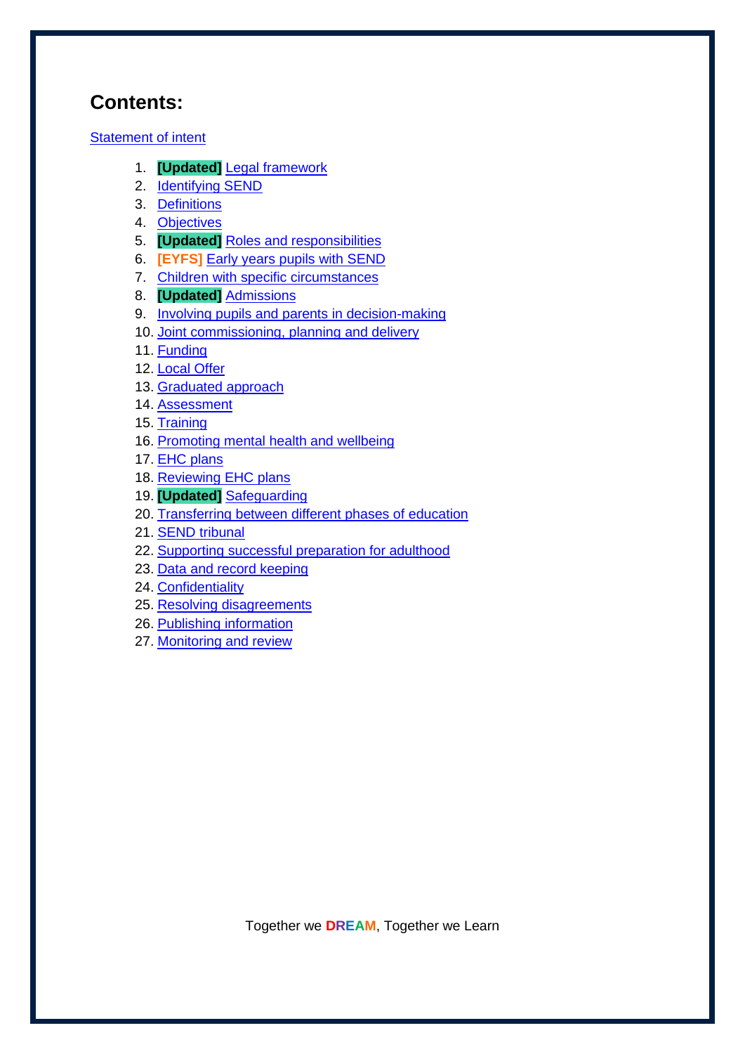## Contents:

Statement of intent

1. **[Updated]** Legal framework
2. Identifying SEND
3. Definitions
4. Objectives
5. **[Updated]** Roles and responsibilities
6. **[EYFS]** Early years pupils with SEND
7. Children with specific circumstances
8. **[Updated]** Admissions
9. Involving pupils and parents in decision-making
10. Joint commissioning, planning and delivery
11. Funding
12. Local Offer
13. Graduated approach
14. Assessment
15. Training
16. Promoting mental health and wellbeing
17. EHC plans
18. Reviewing EHC plans
19. **[Updated]** Safeguarding
20. Transferring between different phases of education
21. SEND tribunal
22. Supporting successful preparation for adulthood
23. Data and record keeping
24. Confidentiality
25. Resolving disagreements
26. Publishing information
27. Monitoring and review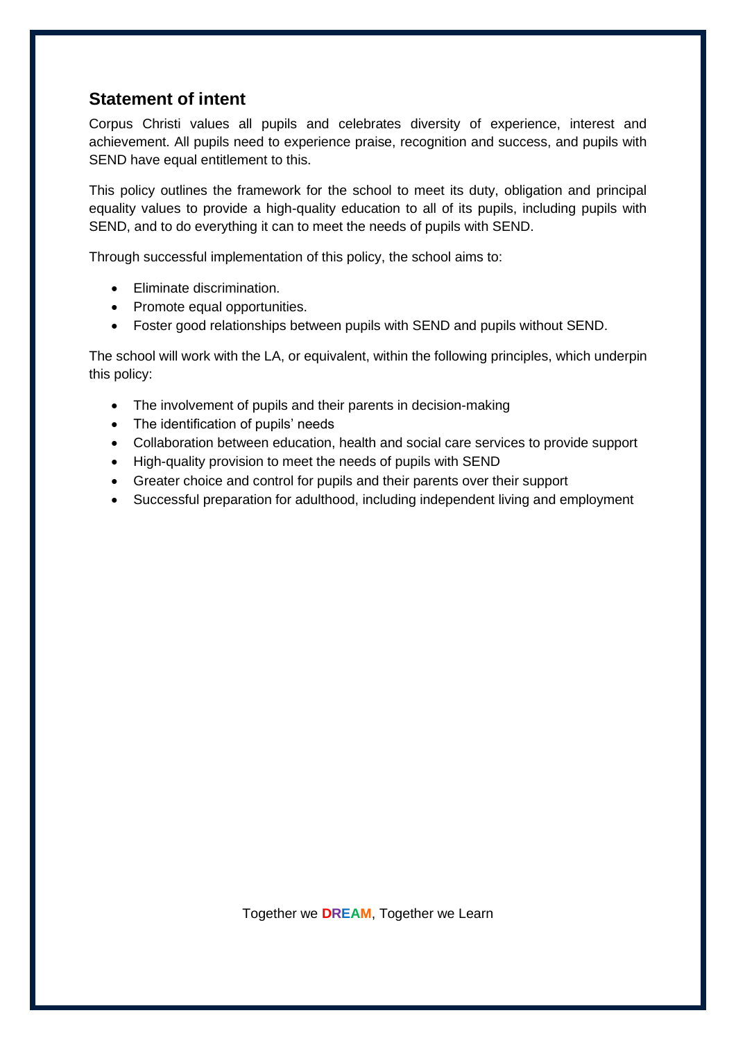## Statement of intent

Corpus Christi values all pupils and celebrates diversity of experience, interest and achievement. All pupils need to experience praise, recognition and success, and pupils with SEND have equal entitlement to this.

This policy outlines the framework for the school to meet its duty, obligation and principal equality values to provide a high-quality education to all of its pupils, including pupils with SEND, and to do everything it can to meet the needs of pupils with SEND.

Through successful implementation of this policy, the school aims to:

- Eliminate discrimination.
- Promote equal opportunities.
- Foster good relationships between pupils with SEND and pupils without SEND.

The school will work with the LA, or equivalent, within the following principles, which underpin this policy:

- The involvement of pupils and their parents in decision-making
- The identification of pupils' needs
- Collaboration between education, health and social care services to provide support
- High-quality provision to meet the needs of pupils with SEND
- Greater choice and control for pupils and their parents over their support
- Successful preparation for adulthood, including independent living and employment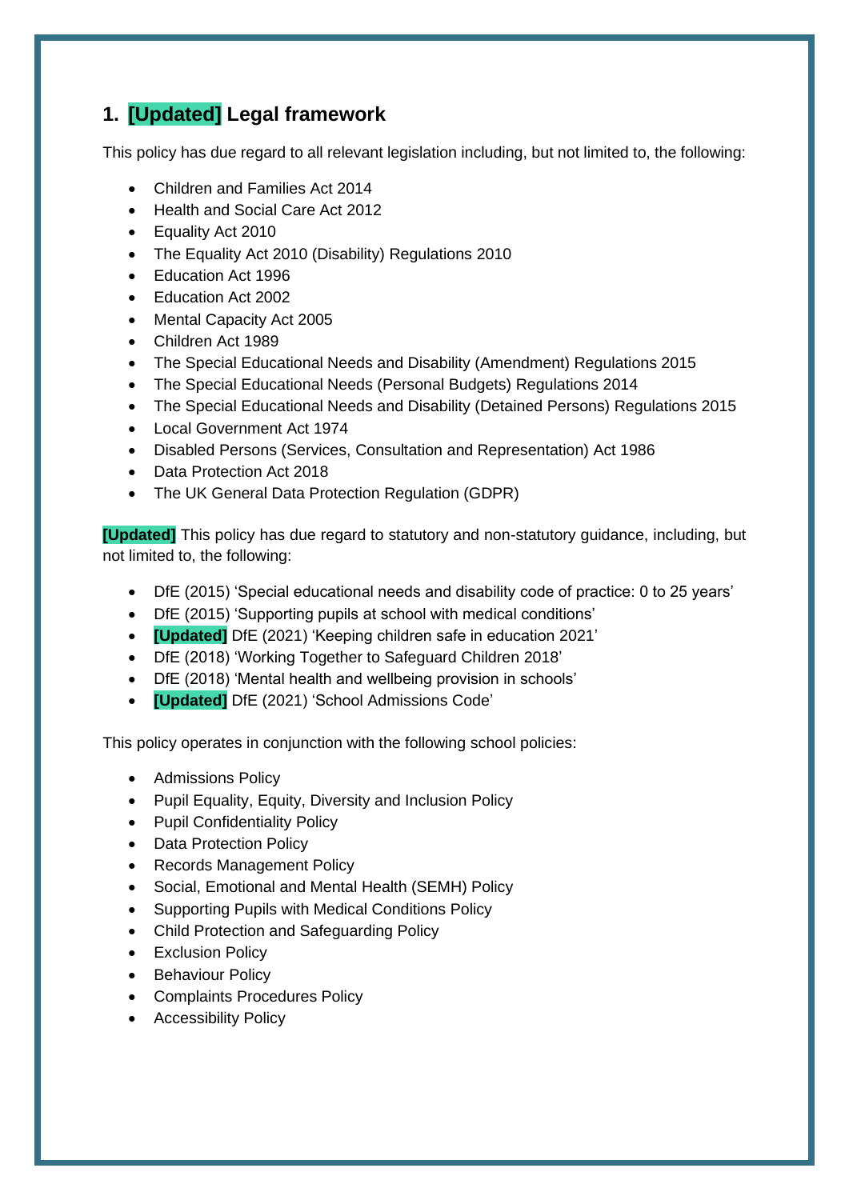## 1. **[Updated]** Legal framework

This policy has due regard to all relevant legislation including, but not limited to, the following:

- Children and Families Act 2014
- Health and Social Care Act 2012
- Equality Act 2010
- The Equality Act 2010 (Disability) Regulations 2010
- Education Act 1996
- Education Act 2002
- Mental Capacity Act 2005
- Children Act 1989
- The Special Educational Needs and Disability (Amendment) Regulations 2015
- The Special Educational Needs (Personal Budgets) Regulations 2014
- The Special Educational Needs and Disability (Detained Persons) Regulations 2015
- Local Government Act 1974
- Disabled Persons (Services, Consultation and Representation) Act 1986
- Data Protection Act 2018
- The UK General Data Protection Regulation (GDPR)

**[Updated]** This policy has due regard to statutory and non-statutory guidance, including, but not limited to, the following:

- DfE (2015) 'Special educational needs and disability code of practice: 0 to 25 years'
- DfE (2015) 'Supporting pupils at school with medical conditions'
- **[Updated]** DfE (2021) 'Keeping children safe in education 2021'
- DfE (2018) 'Working Together to Safeguard Children 2018'
- DfE (2018) 'Mental health and wellbeing provision in schools'
- **[Updated]** DfE (2021) 'School Admissions Code'

This policy operates in conjunction with the following school policies:

- Admissions Policy
- Pupil Equality, Equity, Diversity and Inclusion Policy
- Pupil Confidentiality Policy
- Data Protection Policy
- Records Management Policy
- Social, Emotional and Mental Health (SEMH) Policy
- Supporting Pupils with Medical Conditions Policy
- Child Protection and Safeguarding Policy
- Exclusion Policy
- Behaviour Policy
- Complaints Procedures Policy
- Accessibility Policy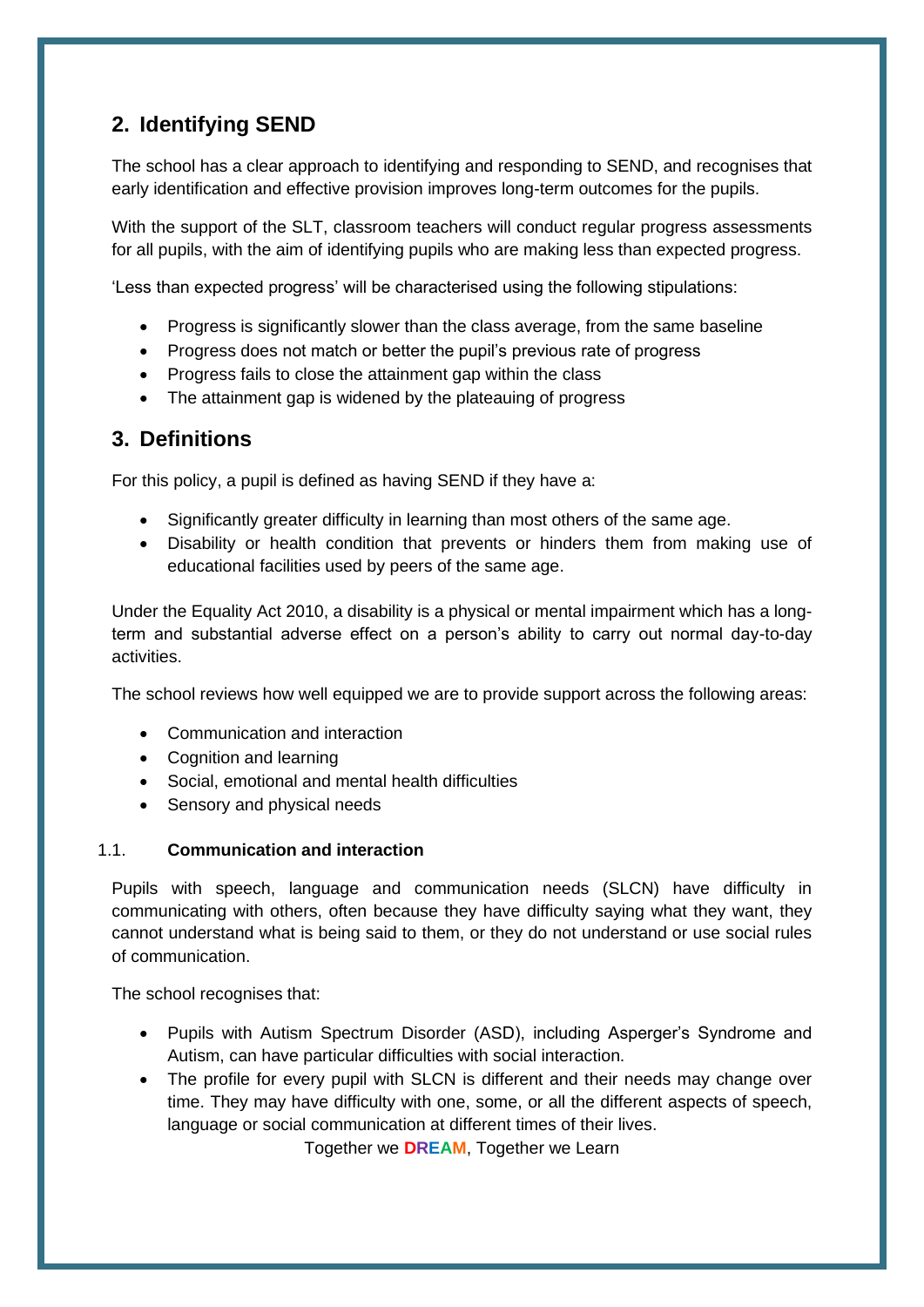## 2. Identifying SEND

The school has a clear approach to identifying and responding to SEND, and recognises that early identification and effective provision improves long-term outcomes for the pupils.

With the support of the SLT, classroom teachers will conduct regular progress assessments for all pupils, with the aim of identifying pupils who are making less than expected progress.

'Less than expected progress' will be characterised using the following stipulations:

- Progress is significantly slower than the class average, from the same baseline
- Progress does not match or better the pupil's previous rate of progress
- Progress fails to close the attainment gap within the class
- The attainment gap is widened by the plateauing of progress

## 3. Definitions

For this policy, a pupil is defined as having SEND if they have a:

- Significantly greater difficulty in learning than most others of the same age.
- Disability or health condition that prevents or hinders them from making use of educational facilities used by peers of the same age.

Under the Equality Act 2010, a disability is a physical or mental impairment which has a long-term and substantial adverse effect on a person's ability to carry out normal day-to-day activities.

The school reviews how well equipped we are to provide support across the following areas:

- Communication and interaction
- Cognition and learning
- Social, emotional and mental health difficulties
- Sensory and physical needs

### 1.1. Communication and interaction

Pupils with speech, language and communication needs (SLCN) have difficulty in communicating with others, often because they have difficulty saying what they want, they cannot understand what is being said to them, or they do not understand or use social rules of communication.

The school recognises that:

- Pupils with Autism Spectrum Disorder (ASD), including Asperger's Syndrome and Autism, can have particular difficulties with social interaction.
- The profile for every pupil with SLCN is different and their needs may change over time. They may have difficulty with one, some, or all the different aspects of speech, language or social communication at different times of their lives.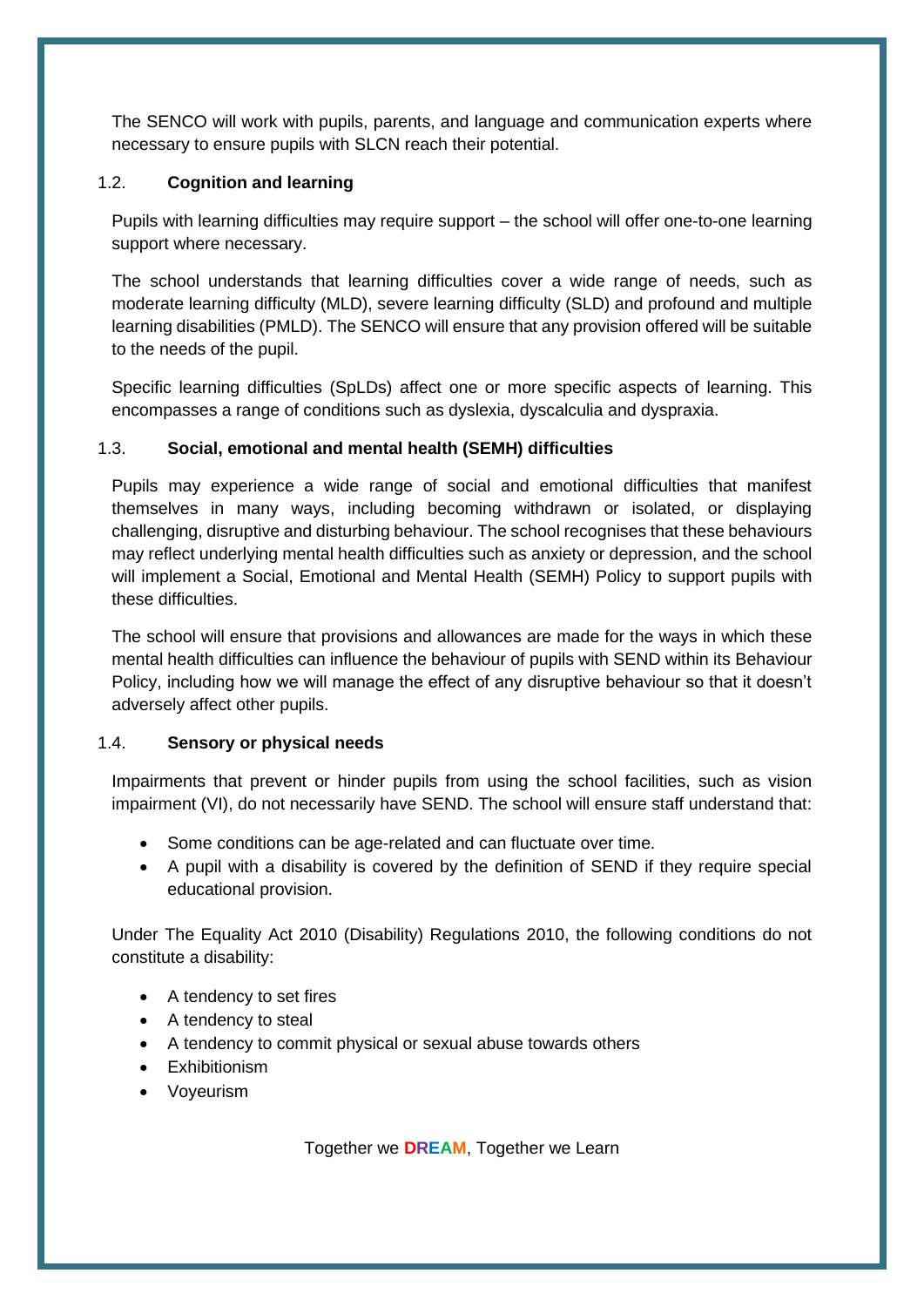The SENCO will work with pupils, parents, and language and communication experts where necessary to ensure pupils with SLCN reach their potential.

### 1.2. **Cognition and learning**

Pupils with learning difficulties may require support – the school will offer one-to-one learning support where necessary.

The school understands that learning difficulties cover a wide range of needs, such as moderate learning difficulty (MLD), severe learning difficulty (SLD) and profound and multiple learning disabilities (PMLD). The SENCO will ensure that any provision offered will be suitable to the needs of the pupil.

Specific learning difficulties (SpLDs) affect one or more specific aspects of learning. This encompasses a range of conditions such as dyslexia, dyscalculia and dyspraxia.

### 1.3. **Social, emotional and mental health (SEMH) difficulties**

Pupils may experience a wide range of social and emotional difficulties that manifest themselves in many ways, including becoming withdrawn or isolated, or displaying challenging, disruptive and disturbing behaviour. The school recognises that these behaviours may reflect underlying mental health difficulties such as anxiety or depression, and the school will implement a Social, Emotional and Mental Health (SEMH) Policy to support pupils with these difficulties.

The school will ensure that provisions and allowances are made for the ways in which these mental health difficulties can influence the behaviour of pupils with SEND within its Behaviour Policy, including how we will manage the effect of any disruptive behaviour so that it doesn't adversely affect other pupils.

### 1.4. **Sensory or physical needs**

Impairments that prevent or hinder pupils from using the school facilities, such as vision impairment (VI), do not necessarily have SEND. The school will ensure staff understand that:

- Some conditions can be age-related and can fluctuate over time.
- A pupil with a disability is covered by the definition of SEND if they require special educational provision.

Under The Equality Act 2010 (Disability) Regulations 2010, the following conditions do not constitute a disability:

- A tendency to set fires
- A tendency to steal
- A tendency to commit physical or sexual abuse towards others
- Exhibitionism
- Voyeurism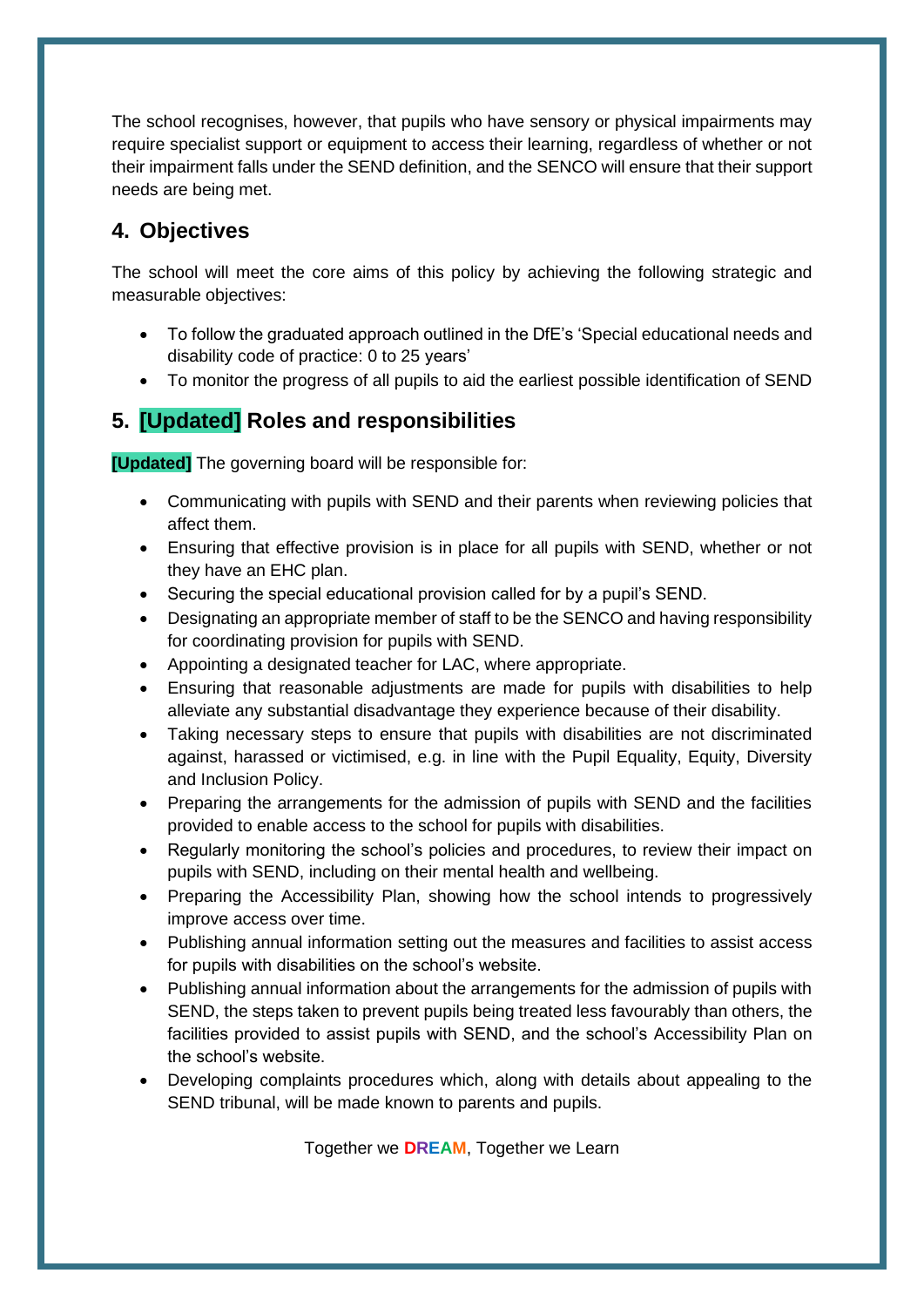The school recognises, however, that pupils who have sensory or physical impairments may require specialist support or equipment to access their learning, regardless of whether or not their impairment falls under the SEND definition, and the SENCO will ensure that their support needs are being met.

## 4. Objectives

The school will meet the core aims of this policy by achieving the following strategic and measurable objectives:

- To follow the graduated approach outlined in the DfE's 'Special educational needs and disability code of practice: 0 to 25 years'
- To monitor the progress of all pupils to aid the earliest possible identification of SEND

## 5. [Updated] Roles and responsibilities

**[Updated]** The governing board will be responsible for:

- Communicating with pupils with SEND and their parents when reviewing policies that affect them.
- Ensuring that effective provision is in place for all pupils with SEND, whether or not they have an EHC plan.
- Securing the special educational provision called for by a pupil's SEND.
- Designating an appropriate member of staff to be the SENCO and having responsibility for coordinating provision for pupils with SEND.
- Appointing a designated teacher for LAC, where appropriate.
- Ensuring that reasonable adjustments are made for pupils with disabilities to help alleviate any substantial disadvantage they experience because of their disability.
- Taking necessary steps to ensure that pupils with disabilities are not discriminated against, harassed or victimised, e.g. in line with the Pupil Equality, Equity, Diversity and Inclusion Policy.
- Preparing the arrangements for the admission of pupils with SEND and the facilities provided to enable access to the school for pupils with disabilities.
- Regularly monitoring the school's policies and procedures, to review their impact on pupils with SEND, including on their mental health and wellbeing.
- Preparing the Accessibility Plan, showing how the school intends to progressively improve access over time.
- Publishing annual information setting out the measures and facilities to assist access for pupils with disabilities on the school's website.
- Publishing annual information about the arrangements for the admission of pupils with SEND, the steps taken to prevent pupils being treated less favourably than others, the facilities provided to assist pupils with SEND, and the school's Accessibility Plan on the school's website.
- Developing complaints procedures which, along with details about appealing to the SEND tribunal, will be made known to parents and pupils.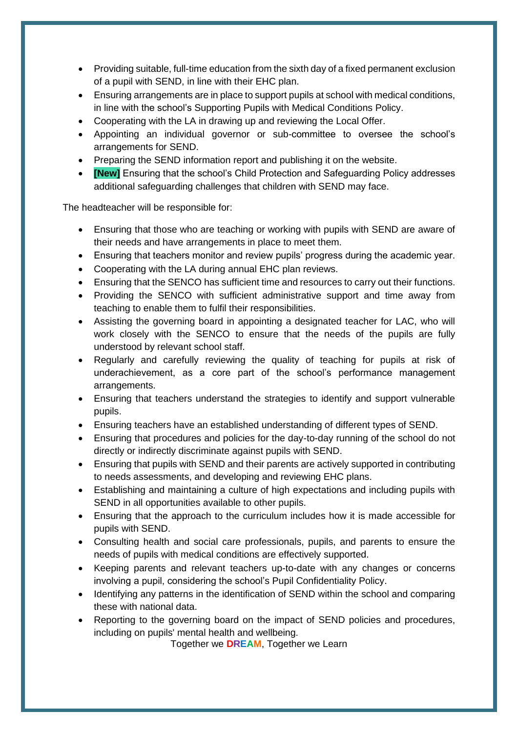- Providing suitable, full-time education from the sixth day of a fixed permanent exclusion of a pupil with SEND, in line with their EHC plan.
- Ensuring arrangements are in place to support pupils at school with medical conditions, in line with the school's Supporting Pupils with Medical Conditions Policy.
- Cooperating with the LA in drawing up and reviewing the Local Offer.
- Appointing an individual governor or sub-committee to oversee the school's arrangements for SEND.
- Preparing the SEND information report and publishing it on the website.
- **[New]** Ensuring that the school's Child Protection and Safeguarding Policy addresses additional safeguarding challenges that children with SEND may face.

The headteacher will be responsible for:

- Ensuring that those who are teaching or working with pupils with SEND are aware of their needs and have arrangements in place to meet them.
- Ensuring that teachers monitor and review pupils' progress during the academic year.
- Cooperating with the LA during annual EHC plan reviews.
- Ensuring that the SENCO has sufficient time and resources to carry out their functions.
- Providing the SENCO with sufficient administrative support and time away from teaching to enable them to fulfil their responsibilities.
- Assisting the governing board in appointing a designated teacher for LAC, who will work closely with the SENCO to ensure that the needs of the pupils are fully understood by relevant school staff.
- Regularly and carefully reviewing the quality of teaching for pupils at risk of underachievement, as a core part of the school's performance management arrangements.
- Ensuring that teachers understand the strategies to identify and support vulnerable pupils.
- Ensuring teachers have an established understanding of different types of SEND.
- Ensuring that procedures and policies for the day-to-day running of the school do not directly or indirectly discriminate against pupils with SEND.
- Ensuring that pupils with SEND and their parents are actively supported in contributing to needs assessments, and developing and reviewing EHC plans.
- Establishing and maintaining a culture of high expectations and including pupils with SEND in all opportunities available to other pupils.
- Ensuring that the approach to the curriculum includes how it is made accessible for pupils with SEND.
- Consulting health and social care professionals, pupils, and parents to ensure the needs of pupils with medical conditions are effectively supported.
- Keeping parents and relevant teachers up-to-date with any changes or concerns involving a pupil, considering the school's Pupil Confidentiality Policy.
- Identifying any patterns in the identification of SEND within the school and comparing these with national data.
- Reporting to the governing board on the impact of SEND policies and procedures, including on pupils' mental health and wellbeing.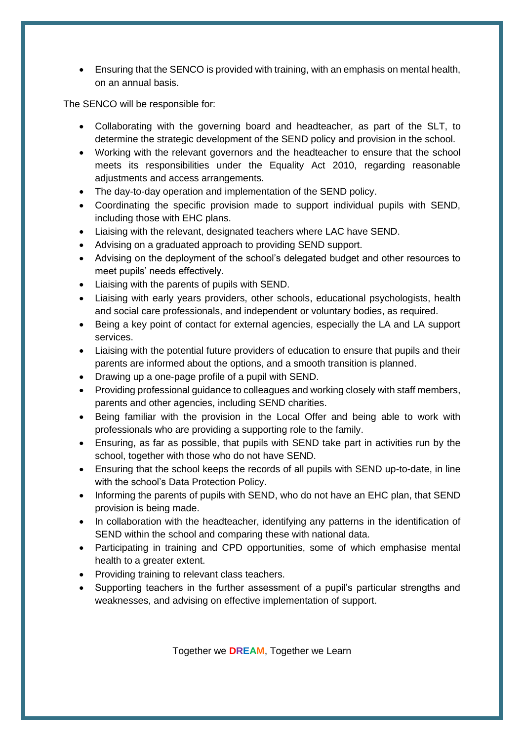- Ensuring that the SENCO is provided with training, with an emphasis on mental health, on an annual basis.

The SENCO will be responsible for:

- Collaborating with the governing board and headteacher, as part of the SLT, to determine the strategic development of the SEND policy and provision in the school.
- Working with the relevant governors and the headteacher to ensure that the school meets its responsibilities under the Equality Act 2010, regarding reasonable adjustments and access arrangements.
- The day-to-day operation and implementation of the SEND policy.
- Coordinating the specific provision made to support individual pupils with SEND, including those with EHC plans.
- Liaising with the relevant, designated teachers where LAC have SEND.
- Advising on a graduated approach to providing SEND support.
- Advising on the deployment of the school's delegated budget and other resources to meet pupils' needs effectively.
- Liaising with the parents of pupils with SEND.
- Liaising with early years providers, other schools, educational psychologists, health and social care professionals, and independent or voluntary bodies, as required.
- Being a key point of contact for external agencies, especially the LA and LA support services.
- Liaising with the potential future providers of education to ensure that pupils and their parents are informed about the options, and a smooth transition is planned.
- Drawing up a one-page profile of a pupil with SEND.
- Providing professional guidance to colleagues and working closely with staff members, parents and other agencies, including SEND charities.
- Being familiar with the provision in the Local Offer and being able to work with professionals who are providing a supporting role to the family.
- Ensuring, as far as possible, that pupils with SEND take part in activities run by the school, together with those who do not have SEND.
- Ensuring that the school keeps the records of all pupils with SEND up-to-date, in line with the school's Data Protection Policy.
- Informing the parents of pupils with SEND, who do not have an EHC plan, that SEND provision is being made.
- In collaboration with the headteacher, identifying any patterns in the identification of SEND within the school and comparing these with national data.
- Participating in training and CPD opportunities, some of which emphasise mental health to a greater extent.
- Providing training to relevant class teachers.
- Supporting teachers in the further assessment of a pupil's particular strengths and weaknesses, and advising on effective implementation of support.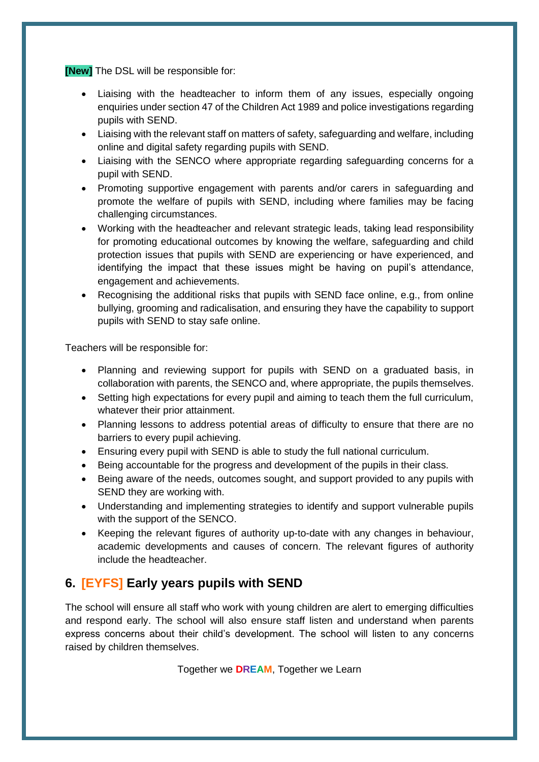**[New]** The DSL will be responsible for:

- Liaising with the headteacher to inform them of any issues, especially ongoing enquiries under section 47 of the Children Act 1989 and police investigations regarding pupils with SEND.
- Liaising with the relevant staff on matters of safety, safeguarding and welfare, including online and digital safety regarding pupils with SEND.
- Liaising with the SENCO where appropriate regarding safeguarding concerns for a pupil with SEND.
- Promoting supportive engagement with parents and/or carers in safeguarding and promote the welfare of pupils with SEND, including where families may be facing challenging circumstances.
- Working with the headteacher and relevant strategic leads, taking lead responsibility for promoting educational outcomes by knowing the welfare, safeguarding and child protection issues that pupils with SEND are experiencing or have experienced, and identifying the impact that these issues might be having on pupil's attendance, engagement and achievements.
- Recognising the additional risks that pupils with SEND face online, e.g., from online bullying, grooming and radicalisation, and ensuring they have the capability to support pupils with SEND to stay safe online.

Teachers will be responsible for:

- Planning and reviewing support for pupils with SEND on a graduated basis, in collaboration with parents, the SENCO and, where appropriate, the pupils themselves.
- Setting high expectations for every pupil and aiming to teach them the full curriculum, whatever their prior attainment.
- Planning lessons to address potential areas of difficulty to ensure that there are no barriers to every pupil achieving.
- Ensuring every pupil with SEND is able to study the full national curriculum.
- Being accountable for the progress and development of the pupils in their class.
- Being aware of the needs, outcomes sought, and support provided to any pupils with SEND they are working with.
- Understanding and implementing strategies to identify and support vulnerable pupils with the support of the SENCO.
- Keeping the relevant figures of authority up-to-date with any changes in behaviour, academic developments and causes of concern. The relevant figures of authority include the headteacher.

## 6. [EYFS] Early years pupils with SEND

The school will ensure all staff who work with young children are alert to emerging difficulties and respond early. The school will also ensure staff listen and understand when parents express concerns about their child's development. The school will listen to any concerns raised by children themselves.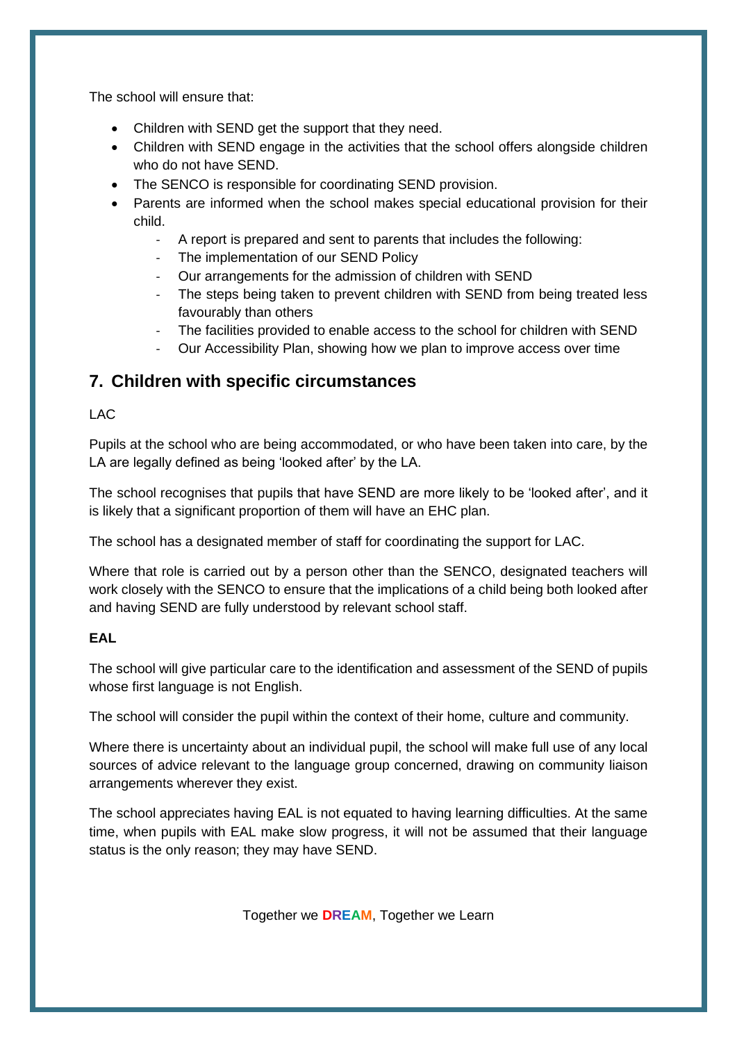The school will ensure that:

- Children with SEND get the support that they need.
- Children with SEND engage in the activities that the school offers alongside children who do not have SEND.
- The SENCO is responsible for coordinating SEND provision.
- Parents are informed when the school makes special educational provision for their child.
  - A report is prepared and sent to parents that includes the following:
  - The implementation of our SEND Policy
  - Our arrangements for the admission of children with SEND
  - The steps being taken to prevent children with SEND from being treated less favourably than others
  - The facilities provided to enable access to the school for children with SEND
  - Our Accessibility Plan, showing how we plan to improve access over time

## 7. Children with specific circumstances

LAC

Pupils at the school who are being accommodated, or who have been taken into care, by the LA are legally defined as being 'looked after' by the LA.

The school recognises that pupils that have SEND are more likely to be 'looked after', and it is likely that a significant proportion of them will have an EHC plan.

The school has a designated member of staff for coordinating the support for LAC.

Where that role is carried out by a person other than the SENCO, designated teachers will work closely with the SENCO to ensure that the implications of a child being both looked after and having SEND are fully understood by relevant school staff.

**EAL**

The school will give particular care to the identification and assessment of the SEND of pupils whose first language is not English.

The school will consider the pupil within the context of their home, culture and community.

Where there is uncertainty about an individual pupil, the school will make full use of any local sources of advice relevant to the language group concerned, drawing on community liaison arrangements wherever they exist.

The school appreciates having EAL is not equated to having learning difficulties. At the same time, when pupils with EAL make slow progress, it will not be assumed that their language status is the only reason; they may have SEND.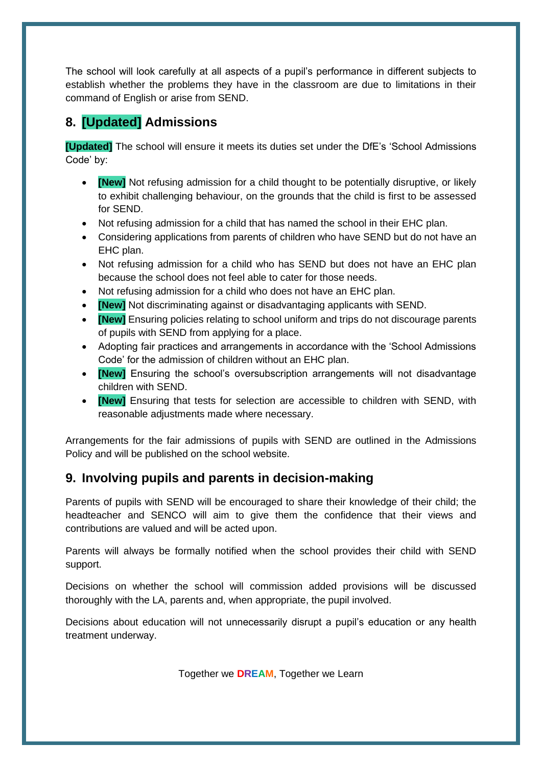The school will look carefully at all aspects of a pupil's performance in different subjects to establish whether the problems they have in the classroom are due to limitations in their command of English or arise from SEND.

## 8. [Updated] Admissions

**[Updated]** The school will ensure it meets its duties set under the DfE's 'School Admissions Code' by:

- **[New]** Not refusing admission for a child thought to be potentially disruptive, or likely to exhibit challenging behaviour, on the grounds that the child is first to be assessed for SEND.
- Not refusing admission for a child that has named the school in their EHC plan.
- Considering applications from parents of children who have SEND but do not have an EHC plan.
- Not refusing admission for a child who has SEND but does not have an EHC plan because the school does not feel able to cater for those needs.
- Not refusing admission for a child who does not have an EHC plan.
- **[New]** Not discriminating against or disadvantaging applicants with SEND.
- **[New]** Ensuring policies relating to school uniform and trips do not discourage parents of pupils with SEND from applying for a place.
- Adopting fair practices and arrangements in accordance with the 'School Admissions Code' for the admission of children without an EHC plan.
- **[New]** Ensuring the school's oversubscription arrangements will not disadvantage children with SEND.
- **[New]** Ensuring that tests for selection are accessible to children with SEND, with reasonable adjustments made where necessary.

Arrangements for the fair admissions of pupils with SEND are outlined in the Admissions Policy and will be published on the school website.

## 9. Involving pupils and parents in decision-making

Parents of pupils with SEND will be encouraged to share their knowledge of their child; the headteacher and SENCO will aim to give them the confidence that their views and contributions are valued and will be acted upon.

Parents will always be formally notified when the school provides their child with SEND support.

Decisions on whether the school will commission added provisions will be discussed thoroughly with the LA, parents and, when appropriate, the pupil involved.

Decisions about education will not unnecessarily disrupt a pupil's education or any health treatment underway.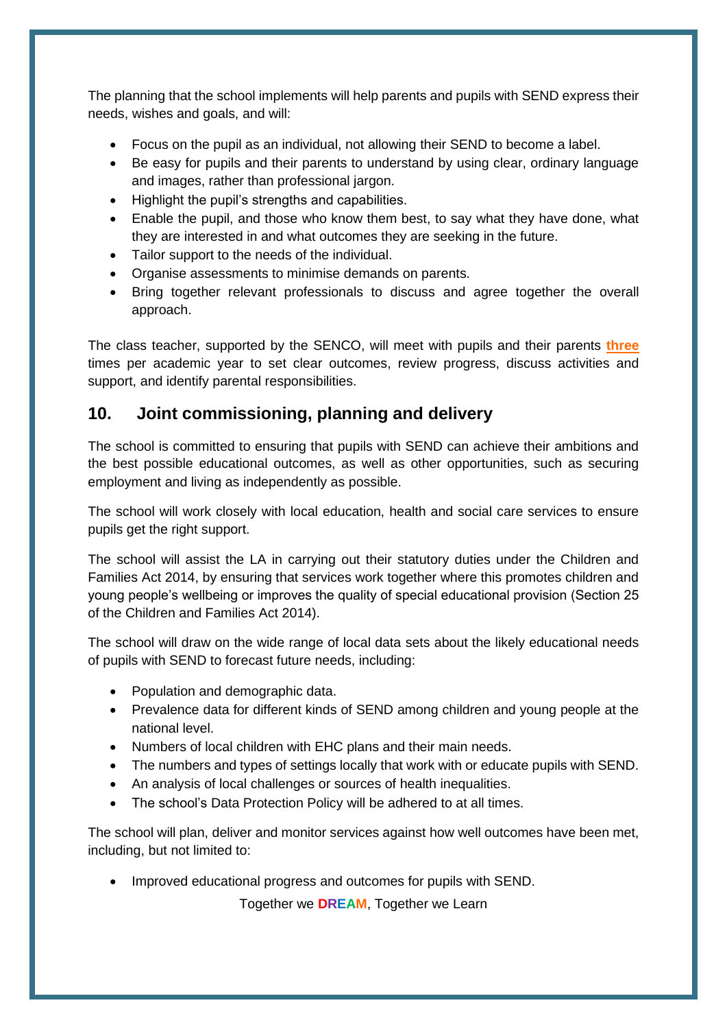The planning that the school implements will help parents and pupils with SEND express their needs, wishes and goals, and will:

- Focus on the pupil as an individual, not allowing their SEND to become a label.
- Be easy for pupils and their parents to understand by using clear, ordinary language and images, rather than professional jargon.
- Highlight the pupil's strengths and capabilities.
- Enable the pupil, and those who know them best, to say what they have done, what they are interested in and what outcomes they are seeking in the future.
- Tailor support to the needs of the individual.
- Organise assessments to minimise demands on parents.
- Bring together relevant professionals to discuss and agree together the overall approach.

The class teacher, supported by the SENCO, will meet with pupils and their parents **three** times per academic year to set clear outcomes, review progress, discuss activities and support, and identify parental responsibilities.

## 10. Joint commissioning, planning and delivery

The school is committed to ensuring that pupils with SEND can achieve their ambitions and the best possible educational outcomes, as well as other opportunities, such as securing employment and living as independently as possible.

The school will work closely with local education, health and social care services to ensure pupils get the right support.

The school will assist the LA in carrying out their statutory duties under the Children and Families Act 2014, by ensuring that services work together where this promotes children and young people's wellbeing or improves the quality of special educational provision (Section 25 of the Children and Families Act 2014).

The school will draw on the wide range of local data sets about the likely educational needs of pupils with SEND to forecast future needs, including:

- Population and demographic data.
- Prevalence data for different kinds of SEND among children and young people at the national level.
- Numbers of local children with EHC plans and their main needs.
- The numbers and types of settings locally that work with or educate pupils with SEND.
- An analysis of local challenges or sources of health inequalities.
- The school's Data Protection Policy will be adhered to at all times.

The school will plan, deliver and monitor services against how well outcomes have been met, including, but not limited to:

- Improved educational progress and outcomes for pupils with SEND.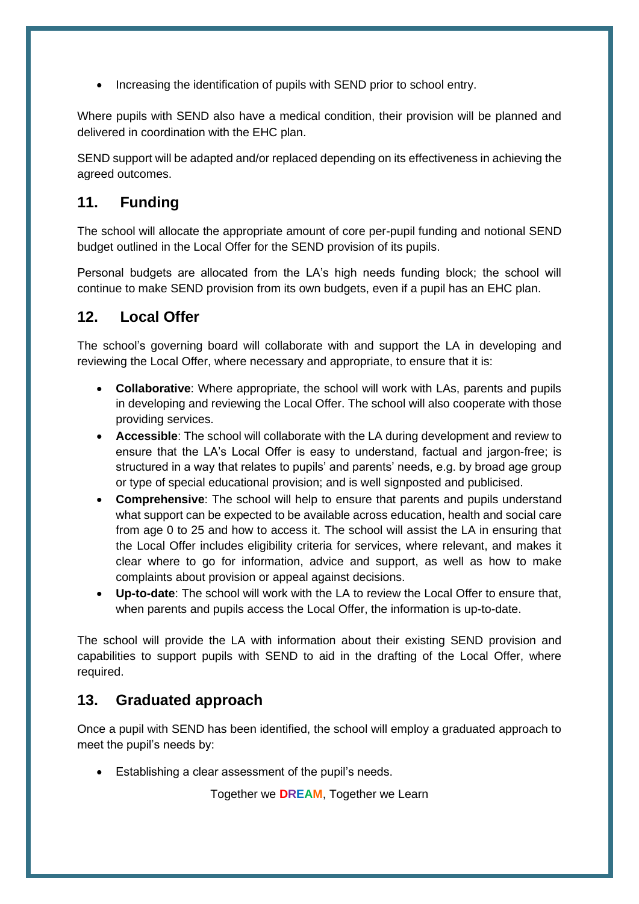- Increasing the identification of pupils with SEND prior to school entry.

Where pupils with SEND also have a medical condition, their provision will be planned and delivered in coordination with the EHC plan.

SEND support will be adapted and/or replaced depending on its effectiveness in achieving the agreed outcomes.

## 11. Funding

The school will allocate the appropriate amount of core per-pupil funding and notional SEND budget outlined in the Local Offer for the SEND provision of its pupils.

Personal budgets are allocated from the LA's high needs funding block; the school will continue to make SEND provision from its own budgets, even if a pupil has an EHC plan.

## 12. Local Offer

The school's governing board will collaborate with and support the LA in developing and reviewing the Local Offer, where necessary and appropriate, to ensure that it is:

- **Collaborative**: Where appropriate, the school will work with LAs, parents and pupils in developing and reviewing the Local Offer. The school will also cooperate with those providing services.
- **Accessible**: The school will collaborate with the LA during development and review to ensure that the LA's Local Offer is easy to understand, factual and jargon-free; is structured in a way that relates to pupils' and parents' needs, e.g. by broad age group or type of special educational provision; and is well signposted and publicised.
- **Comprehensive**: The school will help to ensure that parents and pupils understand what support can be expected to be available across education, health and social care from age 0 to 25 and how to access it. The school will assist the LA in ensuring that the Local Offer includes eligibility criteria for services, where relevant, and makes it clear where to go for information, advice and support, as well as how to make complaints about provision or appeal against decisions.
- **Up-to-date**: The school will work with the LA to review the Local Offer to ensure that, when parents and pupils access the Local Offer, the information is up-to-date.

The school will provide the LA with information about their existing SEND provision and capabilities to support pupils with SEND to aid in the drafting of the Local Offer, where required.

## 13. Graduated approach

Once a pupil with SEND has been identified, the school will employ a graduated approach to meet the pupil's needs by:

- Establishing a clear assessment of the pupil's needs.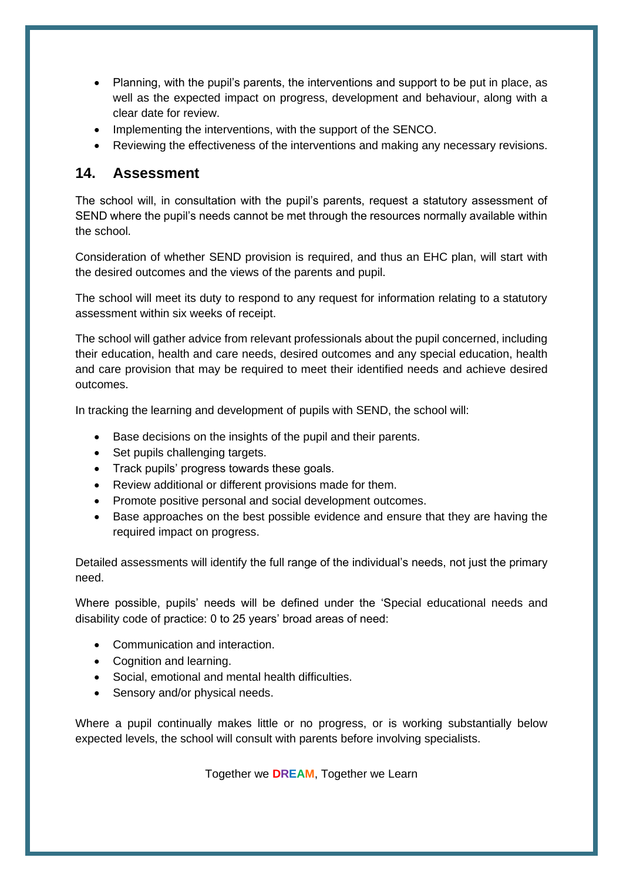- Planning, with the pupil's parents, the interventions and support to be put in place, as well as the expected impact on progress, development and behaviour, along with a clear date for review.
- Implementing the interventions, with the support of the SENCO.
- Reviewing the effectiveness of the interventions and making any necessary revisions.

## 14. Assessment

The school will, in consultation with the pupil's parents, request a statutory assessment of SEND where the pupil's needs cannot be met through the resources normally available within the school.

Consideration of whether SEND provision is required, and thus an EHC plan, will start with the desired outcomes and the views of the parents and pupil.

The school will meet its duty to respond to any request for information relating to a statutory assessment within six weeks of receipt.

The school will gather advice from relevant professionals about the pupil concerned, including their education, health and care needs, desired outcomes and any special education, health and care provision that may be required to meet their identified needs and achieve desired outcomes.

In tracking the learning and development of pupils with SEND, the school will:

- Base decisions on the insights of the pupil and their parents.
- Set pupils challenging targets.
- Track pupils' progress towards these goals.
- Review additional or different provisions made for them.
- Promote positive personal and social development outcomes.
- Base approaches on the best possible evidence and ensure that they are having the required impact on progress.

Detailed assessments will identify the full range of the individual's needs, not just the primary need.

Where possible, pupils' needs will be defined under the 'Special educational needs and disability code of practice: 0 to 25 years' broad areas of need:

- Communication and interaction.
- Cognition and learning.
- Social, emotional and mental health difficulties.
- Sensory and/or physical needs.

Where a pupil continually makes little or no progress, or is working substantially below expected levels, the school will consult with parents before involving specialists.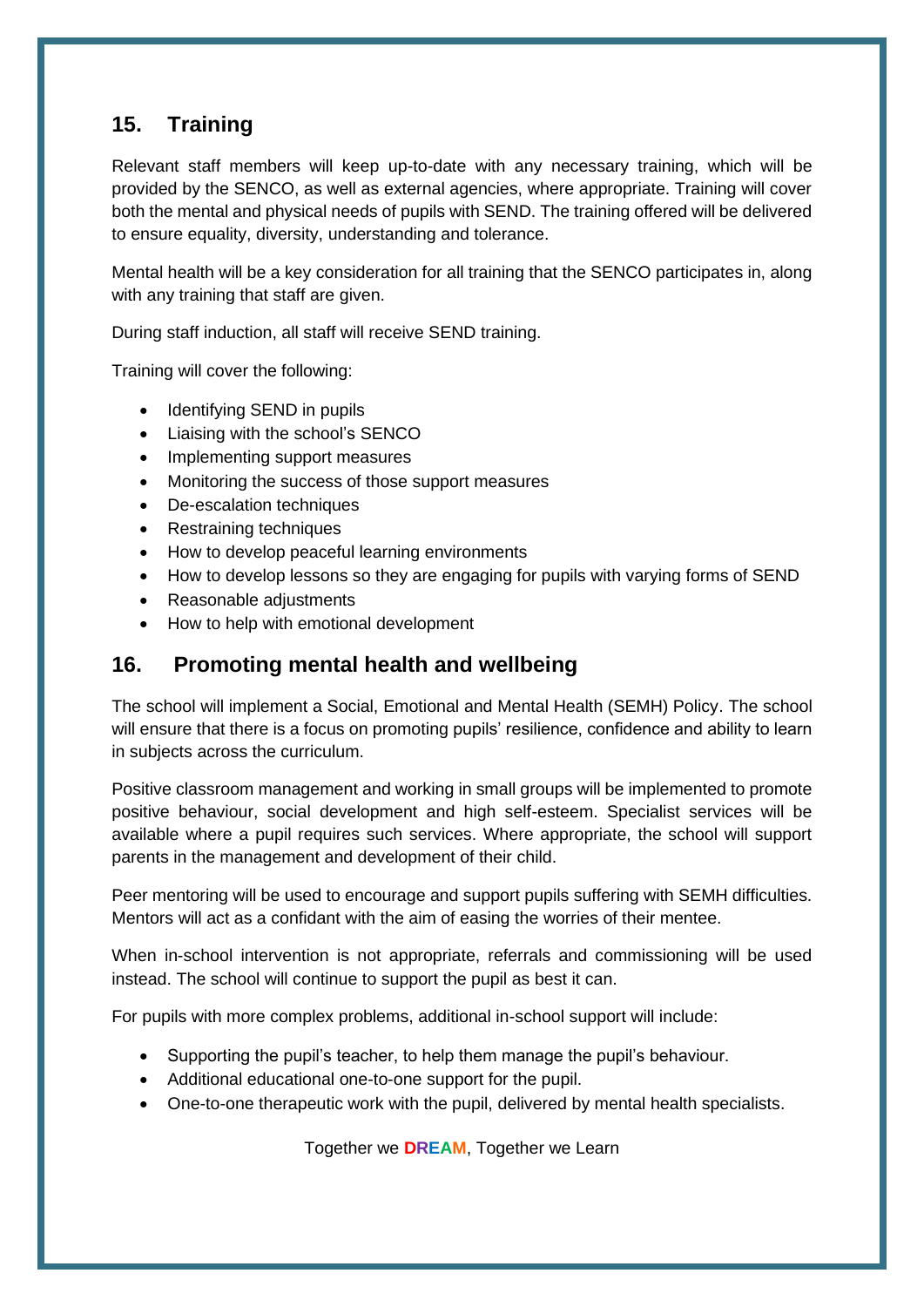## 15. Training

Relevant staff members will keep up-to-date with any necessary training, which will be provided by the SENCO, as well as external agencies, where appropriate. Training will cover both the mental and physical needs of pupils with SEND. The training offered will be delivered to ensure equality, diversity, understanding and tolerance.

Mental health will be a key consideration for all training that the SENCO participates in, along with any training that staff are given.

During staff induction, all staff will receive SEND training.

Training will cover the following:

- Identifying SEND in pupils
- Liaising with the school's SENCO
- Implementing support measures
- Monitoring the success of those support measures
- De-escalation techniques
- Restraining techniques
- How to develop peaceful learning environments
- How to develop lessons so they are engaging for pupils with varying forms of SEND
- Reasonable adjustments
- How to help with emotional development

## 16. Promoting mental health and wellbeing

The school will implement a Social, Emotional and Mental Health (SEMH) Policy. The school will ensure that there is a focus on promoting pupils' resilience, confidence and ability to learn in subjects across the curriculum.

Positive classroom management and working in small groups will be implemented to promote positive behaviour, social development and high self-esteem. Specialist services will be available where a pupil requires such services. Where appropriate, the school will support parents in the management and development of their child.

Peer mentoring will be used to encourage and support pupils suffering with SEMH difficulties. Mentors will act as a confidant with the aim of easing the worries of their mentee.

When in-school intervention is not appropriate, referrals and commissioning will be used instead. The school will continue to support the pupil as best it can.

For pupils with more complex problems, additional in-school support will include:

- Supporting the pupil's teacher, to help them manage the pupil's behaviour.
- Additional educational one-to-one support for the pupil.
- One-to-one therapeutic work with the pupil, delivered by mental health specialists.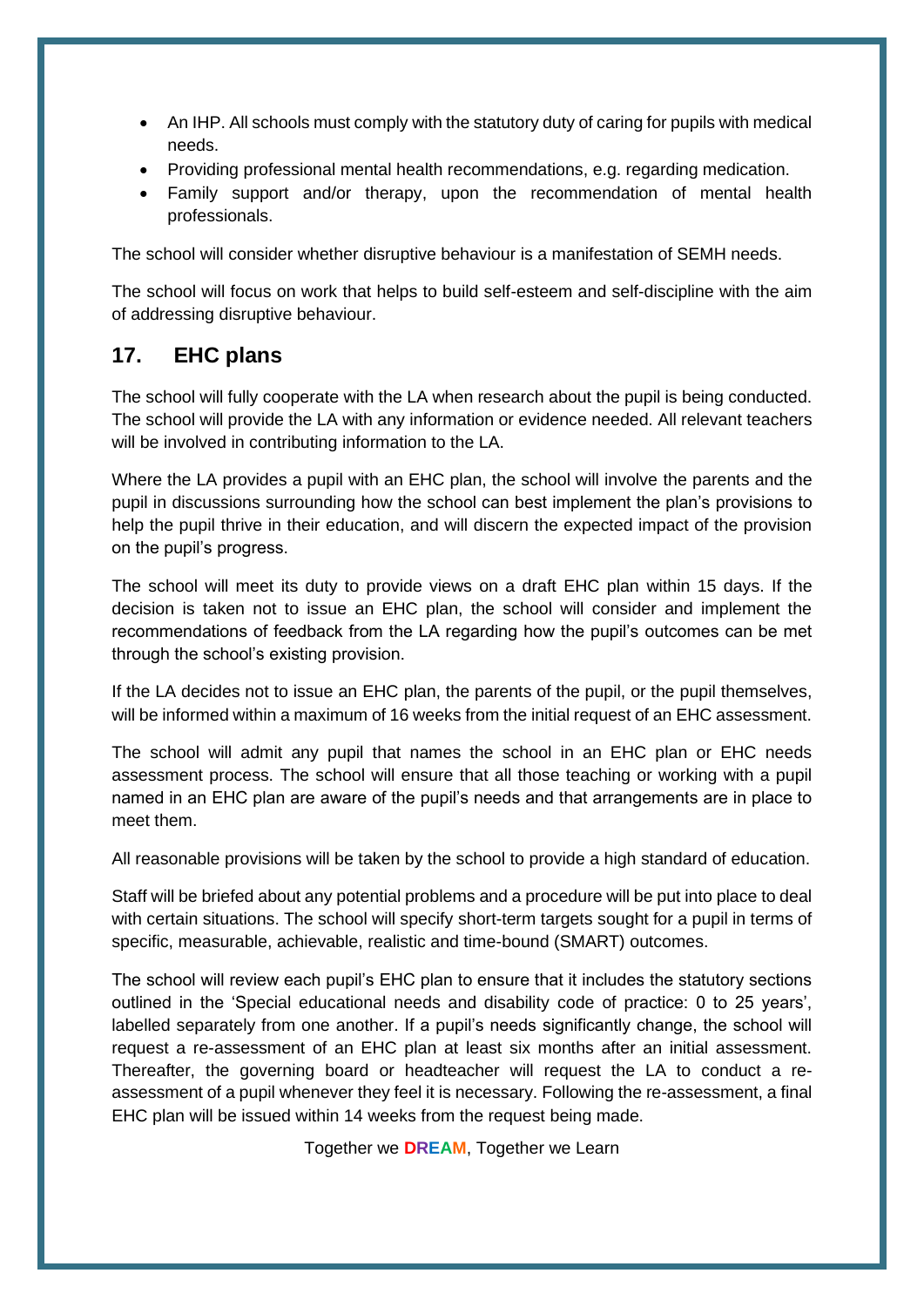- An IHP. All schools must comply with the statutory duty of caring for pupils with medical needs.
- Providing professional mental health recommendations, e.g. regarding medication.
- Family support and/or therapy, upon the recommendation of mental health professionals.

The school will consider whether disruptive behaviour is a manifestation of SEMH needs.

The school will focus on work that helps to build self-esteem and self-discipline with the aim of addressing disruptive behaviour.

## 17. EHC plans

The school will fully cooperate with the LA when research about the pupil is being conducted. The school will provide the LA with any information or evidence needed. All relevant teachers will be involved in contributing information to the LA.

Where the LA provides a pupil with an EHC plan, the school will involve the parents and the pupil in discussions surrounding how the school can best implement the plan's provisions to help the pupil thrive in their education, and will discern the expected impact of the provision on the pupil's progress.

The school will meet its duty to provide views on a draft EHC plan within 15 days. If the decision is taken not to issue an EHC plan, the school will consider and implement the recommendations of feedback from the LA regarding how the pupil's outcomes can be met through the school's existing provision.

If the LA decides not to issue an EHC plan, the parents of the pupil, or the pupil themselves, will be informed within a maximum of 16 weeks from the initial request of an EHC assessment.

The school will admit any pupil that names the school in an EHC plan or EHC needs assessment process. The school will ensure that all those teaching or working with a pupil named in an EHC plan are aware of the pupil's needs and that arrangements are in place to meet them.

All reasonable provisions will be taken by the school to provide a high standard of education.

Staff will be briefed about any potential problems and a procedure will be put into place to deal with certain situations. The school will specify short-term targets sought for a pupil in terms of specific, measurable, achievable, realistic and time-bound (SMART) outcomes.

The school will review each pupil's EHC plan to ensure that it includes the statutory sections outlined in the 'Special educational needs and disability code of practice: 0 to 25 years', labelled separately from one another. If a pupil's needs significantly change, the school will request a re-assessment of an EHC plan at least six months after an initial assessment. Thereafter, the governing board or headteacher will request the LA to conduct a re-assessment of a pupil whenever they feel it is necessary. Following the re-assessment, a final EHC plan will be issued within 14 weeks from the request being made.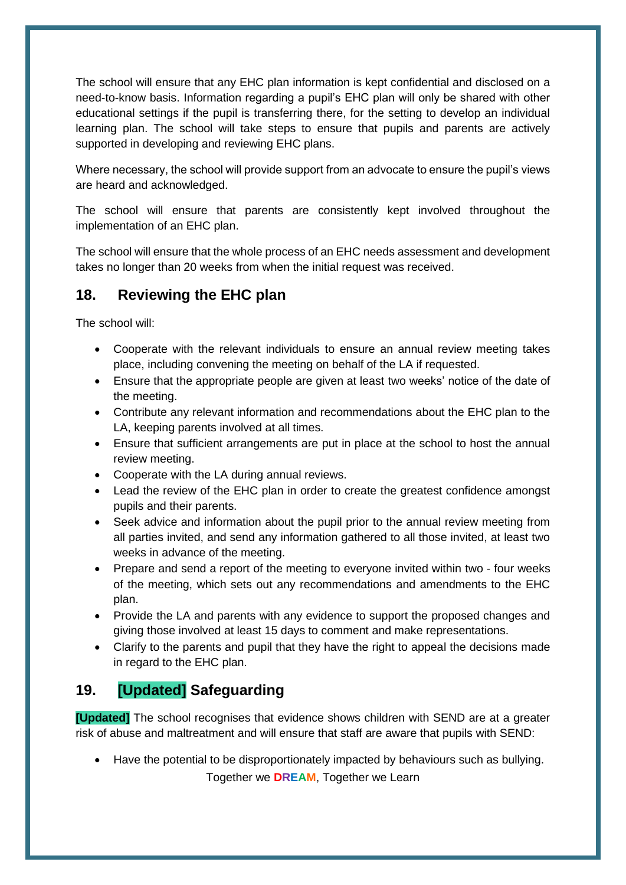The school will ensure that any EHC plan information is kept confidential and disclosed on a need-to-know basis. Information regarding a pupil's EHC plan will only be shared with other educational settings if the pupil is transferring there, for the setting to develop an individual learning plan. The school will take steps to ensure that pupils and parents are actively supported in developing and reviewing EHC plans.

Where necessary, the school will provide support from an advocate to ensure the pupil's views are heard and acknowledged.

The school will ensure that parents are consistently kept involved throughout the implementation of an EHC plan.

The school will ensure that the whole process of an EHC needs assessment and development takes no longer than 20 weeks from when the initial request was received.

## 18. Reviewing the EHC plan

The school will:

- Cooperate with the relevant individuals to ensure an annual review meeting takes place, including convening the meeting on behalf of the LA if requested.
- Ensure that the appropriate people are given at least two weeks' notice of the date of the meeting.
- Contribute any relevant information and recommendations about the EHC plan to the LA, keeping parents involved at all times.
- Ensure that sufficient arrangements are put in place at the school to host the annual review meeting.
- Cooperate with the LA during annual reviews.
- Lead the review of the EHC plan in order to create the greatest confidence amongst pupils and their parents.
- Seek advice and information about the pupil prior to the annual review meeting from all parties invited, and send any information gathered to all those invited, at least two weeks in advance of the meeting.
- Prepare and send a report of the meeting to everyone invited within two - four weeks of the meeting, which sets out any recommendations and amendments to the EHC plan.
- Provide the LA and parents with any evidence to support the proposed changes and giving those involved at least 15 days to comment and make representations.
- Clarify to the parents and pupil that they have the right to appeal the decisions made in regard to the EHC plan.

## 19. [Updated] Safeguarding

**[Updated]** The school recognises that evidence shows children with SEND are at a greater risk of abuse and maltreatment and will ensure that staff are aware that pupils with SEND:

- Have the potential to be disproportionately impacted by behaviours such as bullying.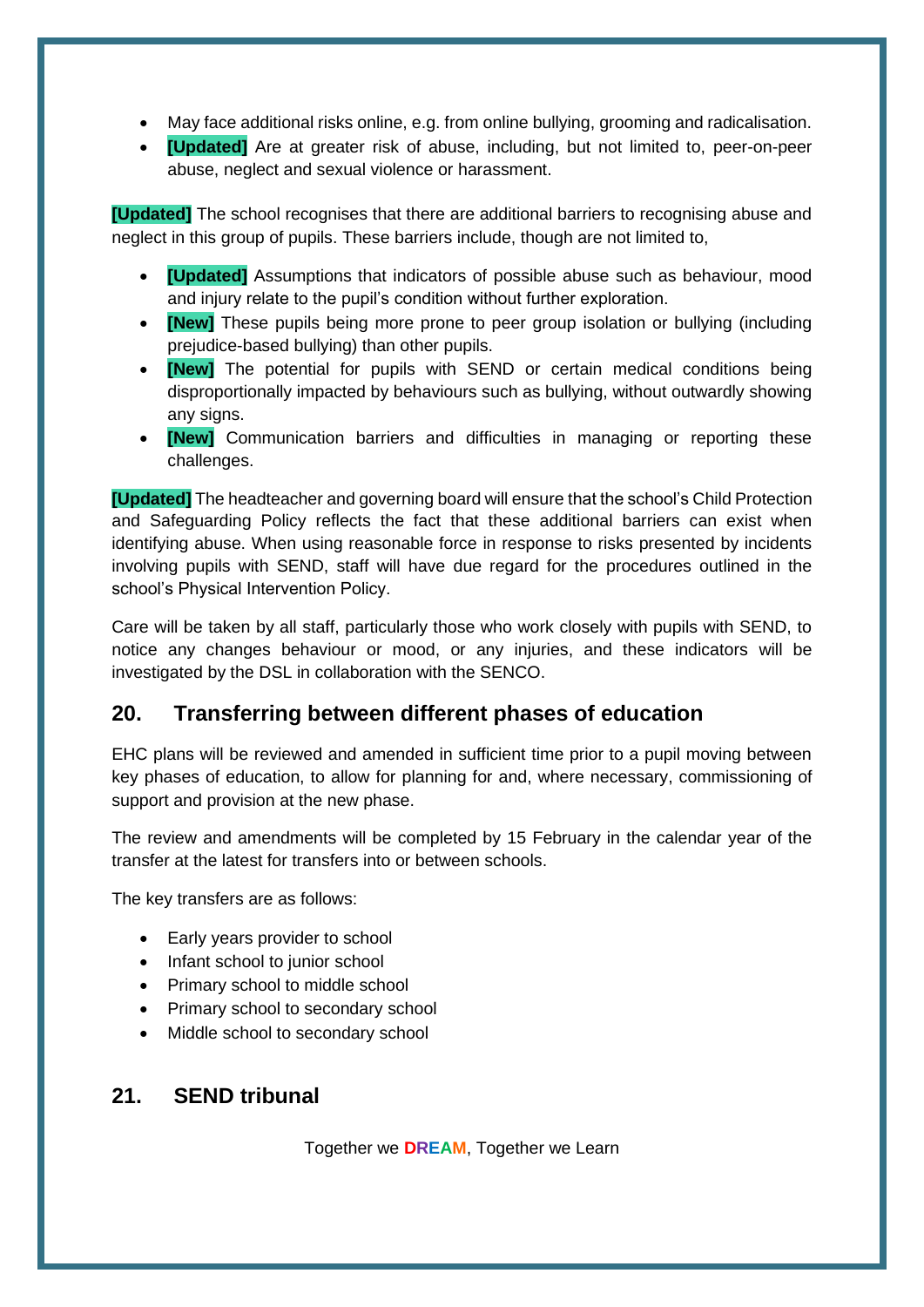- May face additional risks online, e.g. from online bullying, grooming and radicalisation.
- **[Updated]** Are at greater risk of abuse, including, but not limited to, peer-on-peer abuse, neglect and sexual violence or harassment.

**[Updated]** The school recognises that there are additional barriers to recognising abuse and neglect in this group of pupils. These barriers include, though are not limited to,

- **[Updated]** Assumptions that indicators of possible abuse such as behaviour, mood and injury relate to the pupil's condition without further exploration.
- **[New]** These pupils being more prone to peer group isolation or bullying (including prejudice-based bullying) than other pupils.
- **[New]** The potential for pupils with SEND or certain medical conditions being disproportionally impacted by behaviours such as bullying, without outwardly showing any signs.
- **[New]** Communication barriers and difficulties in managing or reporting these challenges.

**[Updated]** The headteacher and governing board will ensure that the school's Child Protection and Safeguarding Policy reflects the fact that these additional barriers can exist when identifying abuse. When using reasonable force in response to risks presented by incidents involving pupils with SEND, staff will have due regard for the procedures outlined in the school's Physical Intervention Policy.

Care will be taken by all staff, particularly those who work closely with pupils with SEND, to notice any changes behaviour or mood, or any injuries, and these indicators will be investigated by the DSL in collaboration with the SENCO.

## 20. Transferring between different phases of education

EHC plans will be reviewed and amended in sufficient time prior to a pupil moving between key phases of education, to allow for planning for and, where necessary, commissioning of support and provision at the new phase.

The review and amendments will be completed by 15 February in the calendar year of the transfer at the latest for transfers into or between schools.

The key transfers are as follows:

- Early years provider to school
- Infant school to junior school
- Primary school to middle school
- Primary school to secondary school
- Middle school to secondary school

## 21. SEND tribunal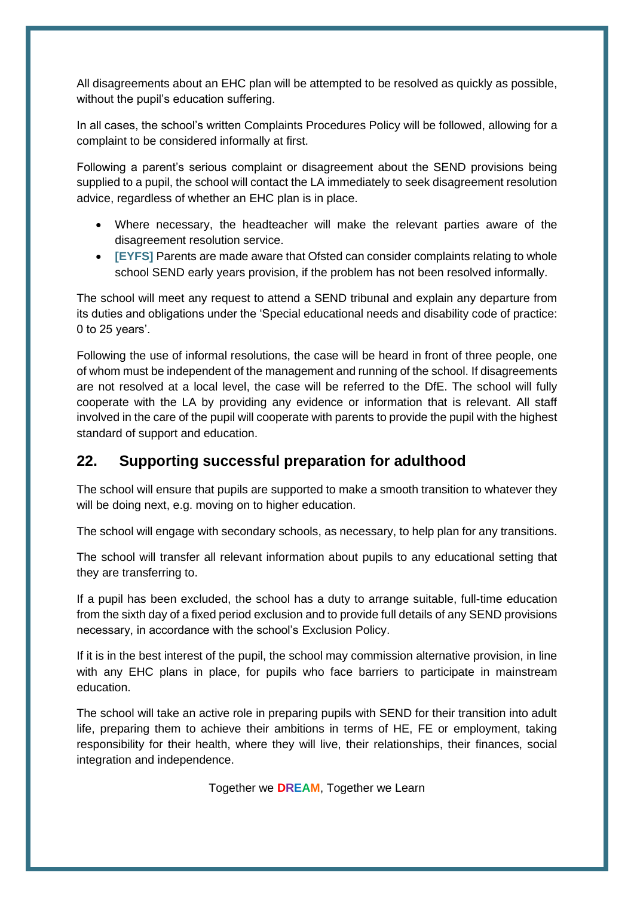All disagreements about an EHC plan will be attempted to be resolved as quickly as possible, without the pupil's education suffering.

In all cases, the school's written Complaints Procedures Policy will be followed, allowing for a complaint to be considered informally at first.

Following a parent's serious complaint or disagreement about the SEND provisions being supplied to a pupil, the school will contact the LA immediately to seek disagreement resolution advice, regardless of whether an EHC plan is in place.

- Where necessary, the headteacher will make the relevant parties aware of the disagreement resolution service.
- **[EYFS]** Parents are made aware that Ofsted can consider complaints relating to whole school SEND early years provision, if the problem has not been resolved informally.

The school will meet any request to attend a SEND tribunal and explain any departure from its duties and obligations under the 'Special educational needs and disability code of practice: 0 to 25 years'.

Following the use of informal resolutions, the case will be heard in front of three people, one of whom must be independent of the management and running of the school. If disagreements are not resolved at a local level, the case will be referred to the DfE. The school will fully cooperate with the LA by providing any evidence or information that is relevant. All staff involved in the care of the pupil will cooperate with parents to provide the pupil with the highest standard of support and education.

## 22. Supporting successful preparation for adulthood

The school will ensure that pupils are supported to make a smooth transition to whatever they will be doing next, e.g. moving on to higher education.

The school will engage with secondary schools, as necessary, to help plan for any transitions.

The school will transfer all relevant information about pupils to any educational setting that they are transferring to.

If a pupil has been excluded, the school has a duty to arrange suitable, full-time education from the sixth day of a fixed period exclusion and to provide full details of any SEND provisions necessary, in accordance with the school's Exclusion Policy.

If it is in the best interest of the pupil, the school may commission alternative provision, in line with any EHC plans in place, for pupils who face barriers to participate in mainstream education.

The school will take an active role in preparing pupils with SEND for their transition into adult life, preparing them to achieve their ambitions in terms of HE, FE or employment, taking responsibility for their health, where they will live, their relationships, their finances, social integration and independence.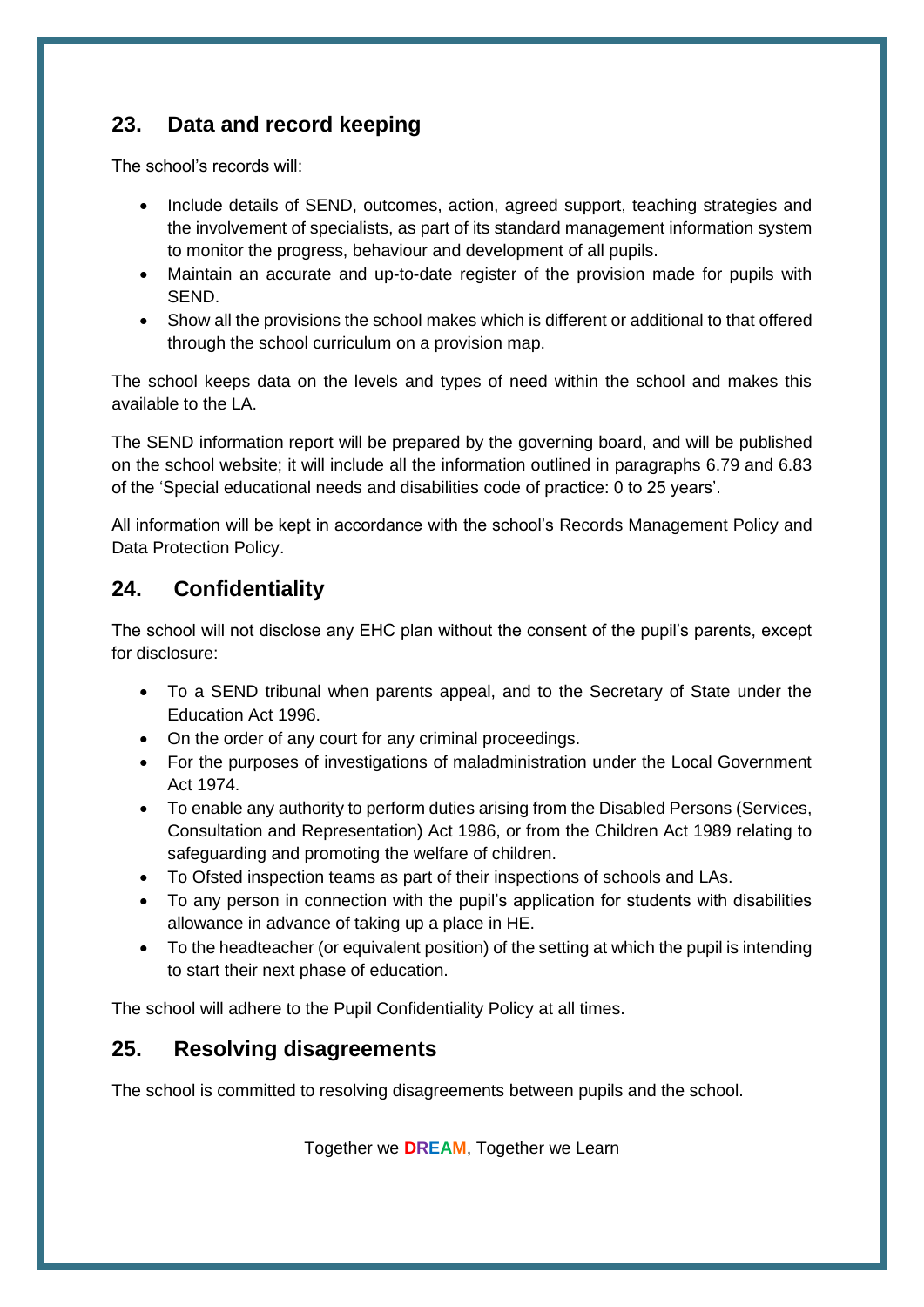## 23. Data and record keeping

The school's records will:

- Include details of SEND, outcomes, action, agreed support, teaching strategies and the involvement of specialists, as part of its standard management information system to monitor the progress, behaviour and development of all pupils.
- Maintain an accurate and up-to-date register of the provision made for pupils with SEND.
- Show all the provisions the school makes which is different or additional to that offered through the school curriculum on a provision map.

The school keeps data on the levels and types of need within the school and makes this available to the LA.

The SEND information report will be prepared by the governing board, and will be published on the school website; it will include all the information outlined in paragraphs 6.79 and 6.83 of the 'Special educational needs and disabilities code of practice: 0 to 25 years'.

All information will be kept in accordance with the school's Records Management Policy and Data Protection Policy.

## 24. Confidentiality

The school will not disclose any EHC plan without the consent of the pupil's parents, except for disclosure:

- To a SEND tribunal when parents appeal, and to the Secretary of State under the Education Act 1996.
- On the order of any court for any criminal proceedings.
- For the purposes of investigations of maladministration under the Local Government Act 1974.
- To enable any authority to perform duties arising from the Disabled Persons (Services, Consultation and Representation) Act 1986, or from the Children Act 1989 relating to safeguarding and promoting the welfare of children.
- To Ofsted inspection teams as part of their inspections of schools and LAs.
- To any person in connection with the pupil's application for students with disabilities allowance in advance of taking up a place in HE.
- To the headteacher (or equivalent position) of the setting at which the pupil is intending to start their next phase of education.

The school will adhere to the Pupil Confidentiality Policy at all times.

## 25. Resolving disagreements

The school is committed to resolving disagreements between pupils and the school.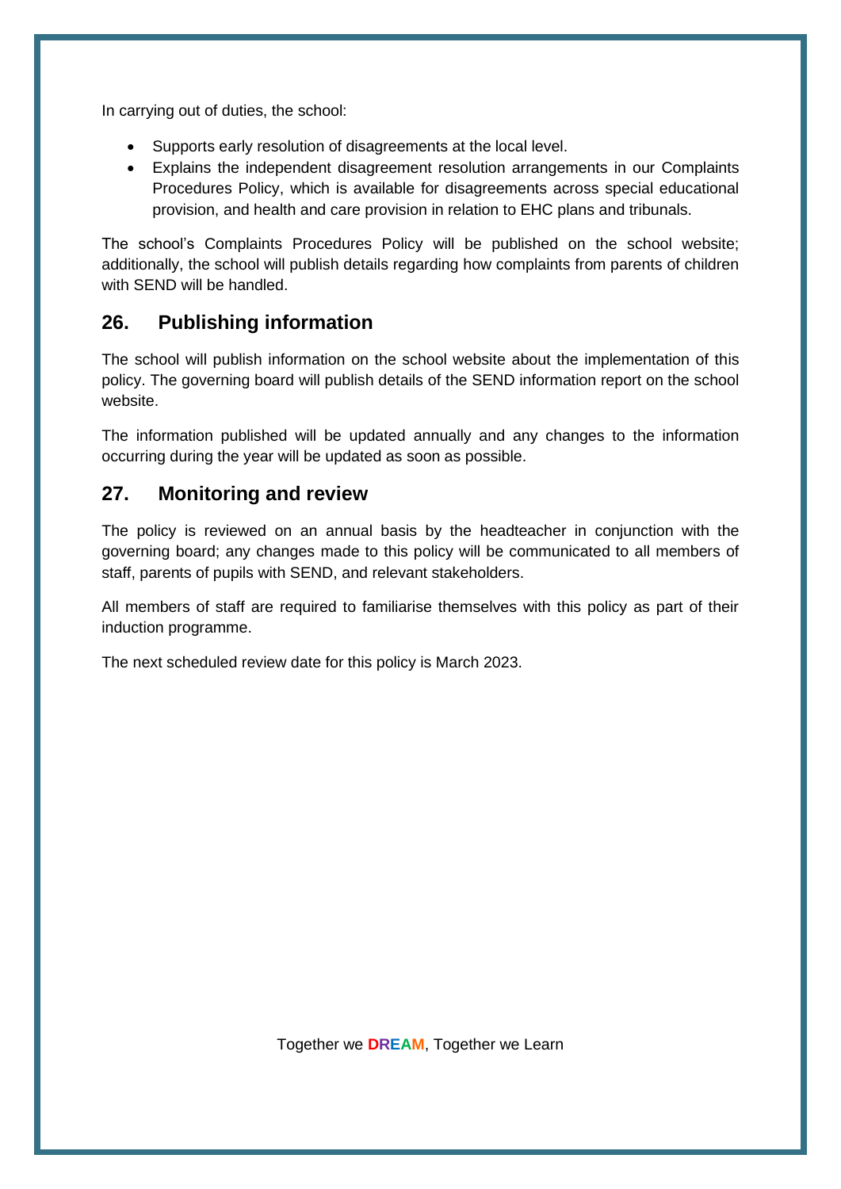In carrying out of duties, the school:

- Supports early resolution of disagreements at the local level.
- Explains the independent disagreement resolution arrangements in our Complaints Procedures Policy, which is available for disagreements across special educational provision, and health and care provision in relation to EHC plans and tribunals.

The school's Complaints Procedures Policy will be published on the school website; additionally, the school will publish details regarding how complaints from parents of children with SEND will be handled.

## 26. Publishing information

The school will publish information on the school website about the implementation of this policy. The governing board will publish details of the SEND information report on the school website.

The information published will be updated annually and any changes to the information occurring during the year will be updated as soon as possible.

## 27. Monitoring and review

The policy is reviewed on an annual basis by the headteacher in conjunction with the governing board; any changes made to this policy will be communicated to all members of staff, parents of pupils with SEND, and relevant stakeholders.

All members of staff are required to familiarise themselves with this policy as part of their induction programme.

The next scheduled review date for this policy is March 2023.